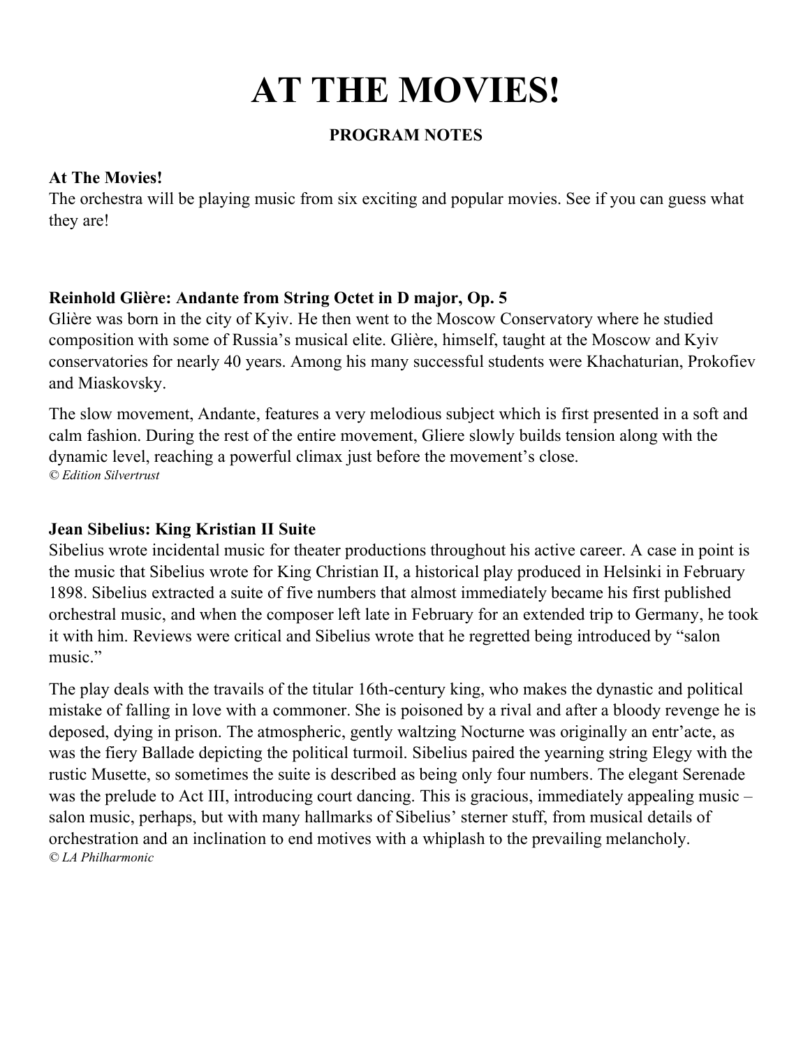# AT THE MOVIES!

**PROGRAM NOTES**

**At The Movies!**

The orchestra will be playing music from six exciting and popular movies. See if you can guess what they are!

**Reinhold Glière: Andante from String Octet in D major, Op. 5**

Glière was born in the city of Kyiv. He then went to the Moscow Conservatory where he studied composition with some of Russia's musical elite. Glière, himself, taught at the Moscow and Kyiv conservatories for nearly 40 years. Among his many successful students were Khachaturian, Prokofiev and Miaskovsky.

The slow movement, Andante, features a very melodious subject which is first presented in a soft and calm fashion. During the rest of the entire movement, Gliere slowly builds tension along with the dynamic level, reaching a powerful climax just before the movement's close.

*© Edition Silvertrust*

**Jean Sibelius: King Kristian II Suite**

Sibelius wrote incidental music for theater productions throughout his active career. A case in point is the music that Sibelius wrote for King Christian II, a historical play produced in Helsinki in February 1898. Sibelius extracted a suite of five numbers that almost immediately became his first published orchestral music, and when the composer left late in February for an extended trip to Germany, he took it with him. Reviews were critical and Sibelius wrote that he regretted being introduced by "salon music."

The play deals with the travails of the titular 16th-century king, who makes the dynastic and political mistake of falling in love with a commoner. She is poisoned by a rival and after a bloody revenge he is deposed, dying in prison. The atmospheric, gently waltzing Nocturne was originally an entr'acte, as was the fiery Ballade depicting the political turmoil. Sibelius paired the yearning string Elegy with the rustic Musette, so sometimes the suite is described as being only four numbers. The elegant Serenade was the prelude to Act III, introducing court dancing. This is gracious, immediately appealing music – salon music, perhaps, but with many hallmarks of Sibelius' sterner stuff, from musical details of orchestration and an inclination to end motives with a whiplash to the prevailing melancholy.

*© LA Philharmonic*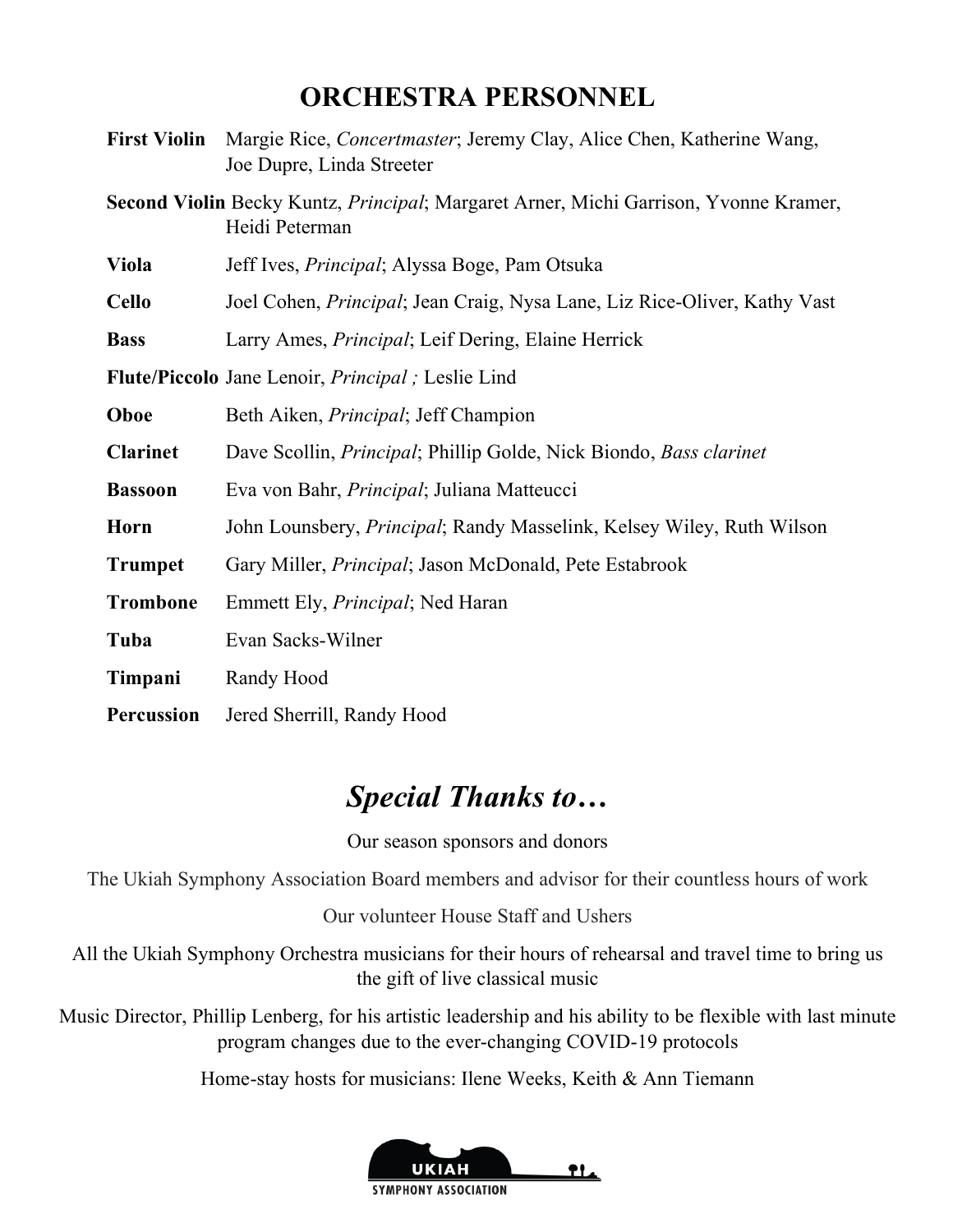# ORCHESTRA PERSONNEL

**First Violin** Margie Rice, *Concertmaster*; Jeremy Clay, Alice Chen, Katherine Wang, Joe Dupre, Linda Streeter

**Second Violin** Becky Kuntz, *Principal*; Margaret Arner, Michi Garrison, Yvonne Kramer, Heidi Peterman

**Viola** Jeff Ives, *Principal*; Alyssa Boge, Pam Otsuka

**Cello** Joel Cohen, *Principal*; Jean Craig, Nysa Lane, Liz Rice-Oliver, Kathy Vast

**Bass** Larry Ames, *Principal*; Leif Dering, Elaine Herrick

**Flute/Piccolo** Jane Lenoir, *Principal ;* Leslie Lind

**Oboe** Beth Aiken, *Principal*; Jeff Champion

**Clarinet** Dave Scollin, *Principal*; Phillip Golde, Nick Biondo, *Bass clarinet*

**Bassoon** Eva von Bahr, *Principal*; Juliana Matteucci

**Horn** John Lounsbery, *Principal*; Randy Masselink, Kelsey Wiley, Ruth Wilson

**Trumpet** Gary Miller, *Principal*; Jason McDonald, Pete Estabrook

**Trombone** Emmett Ely, *Principal*; Ned Haran

**Tuba** Evan Sacks-Wilner

**Timpani** Randy Hood

**Percussion** Jered Sherrill, Randy Hood

## *Special Thanks to…*

Our season sponsors and donors

The Ukiah Symphony Association Board members and advisor for their countless hours of work

Our volunteer House Staff and Ushers

All the Ukiah Symphony Orchestra musicians for their hours of rehearsal and travel time to bring us the gift of live classical music

Music Director, Phillip Lenberg, for his artistic leadership and his ability to be flexible with last minute program changes due to the ever-changing COVID-19 protocols

Home-stay hosts for musicians: Ilene Weeks, Keith & Ann Tiemann

UKIAH SYMPHONY ASSOCIATION